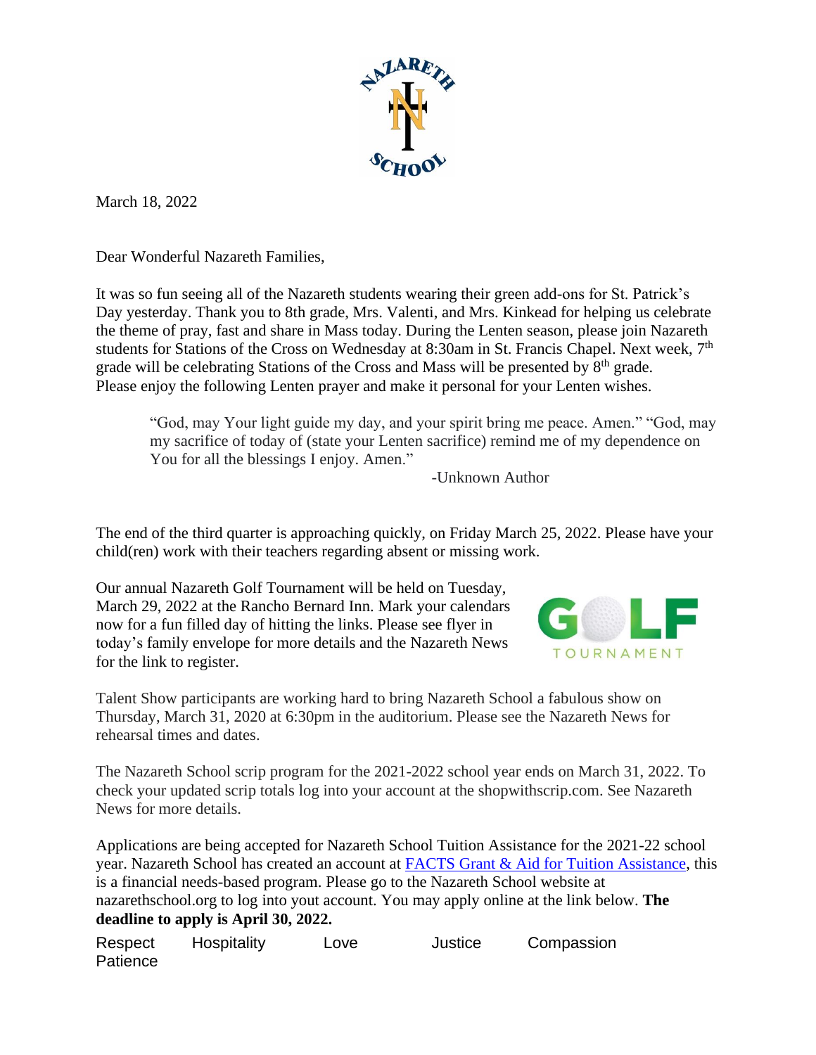March 18, 2022

Dear Wonderful Nazareth Families,

It was so fun seeing all of the Nazareth students wearing their green add-ons for St. Patrick's Day yesterday. Thank you to 8th grade, Mrs. Valenti, and Mrs. Kinkead for helping us celebrate the theme of pray, fast and share in Mass today. During the Lenten season, please join Nazareth students for Stations of the Cross on Wednesday at 8:30am in St. Francis Chapel. Next week, 7th grade will be celebrating Stations of the Cross and Mass will be presented by 8th grade. Please enjoy the following Lenten prayer and make it personal for your Lenten wishes.

> "God, may Your light guide my day, and your spirit bring me peace. Amen." "God, may my sacrifice of today of (state your Lenten sacrifice) remind me of my dependence on You for all the blessings I enjoy. Amen."
>
> -Unknown Author

The end of the third quarter is approaching quickly, on Friday March 25, 2022. Please have your child(ren) work with their teachers regarding absent or missing work.

Our annual Nazareth Golf Tournament will be held on Tuesday, March 29, 2022 at the Rancho Bernard Inn. Mark your calendars now for a fun filled day of hitting the links. Please see flyer in today's family envelope for more details and the Nazareth News for the link to register.

Talent Show participants are working hard to bring Nazareth School a fabulous show on Thursday, March 31, 2020 at 6:30pm in the auditorium. Please see the Nazareth News for rehearsal times and dates.

The Nazareth School scrip program for the 2021-2022 school year ends on March 31, 2022. To check your updated scrip totals log into your account at the shopwithscrip.com. See Nazareth News for more details.

Applications are being accepted for Nazareth School Tuition Assistance for the 2021-22 school year. Nazareth School has created an account at FACTS Grant & Aid for Tuition Assistance, this is a financial needs-based program. Please go to the Nazareth School website at nazarethschool.org to log into yout account. You may apply online at the link below. **The deadline to apply is April 30, 2022.**

Respect Hospitality Love Justice Compassion Patience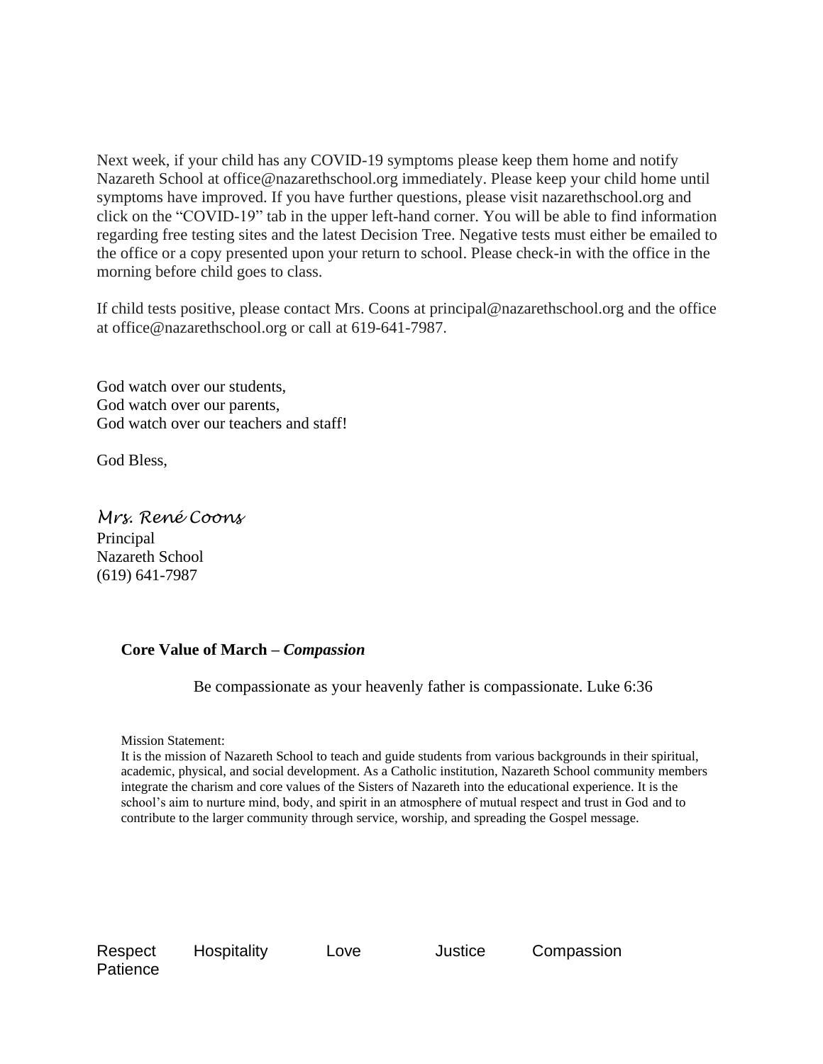Next week, if your child has any COVID-19 symptoms please keep them home and notify Nazareth School at office@nazarethschool.org immediately. Please keep your child home until symptoms have improved. If you have further questions, please visit nazarethschool.org and click on the "COVID-19" tab in the upper left-hand corner. You will be able to find information regarding free testing sites and the latest Decision Tree. Negative tests must either be emailed to the office or a copy presented upon your return to school. Please check-in with the office in the morning before child goes to class.

If child tests positive, please contact Mrs. Coons at principal@nazarethschool.org and the office at office@nazarethschool.org or call at 619-641-7987.

God watch over our students,
God watch over our parents,
God watch over our teachers and staff!

God Bless,

*Mrs. René Coons*
Principal
Nazareth School
(619) 641-7987

**Core Value of March – *Compassion***

Be compassionate as your heavenly father is compassionate. Luke 6:36

Mission Statement:
It is the mission of Nazareth School to teach and guide students from various backgrounds in their spiritual, academic, physical, and social development. As a Catholic institution, Nazareth School community members integrate the charism and core values of the Sisters of Nazareth into the educational experience. It is the school's aim to nurture mind, body, and spirit in an atmosphere of mutual respect and trust in God and to contribute to the larger community through service, worship, and spreading the Gospel message.

Respect Hospitality Love Justice Compassion Patience